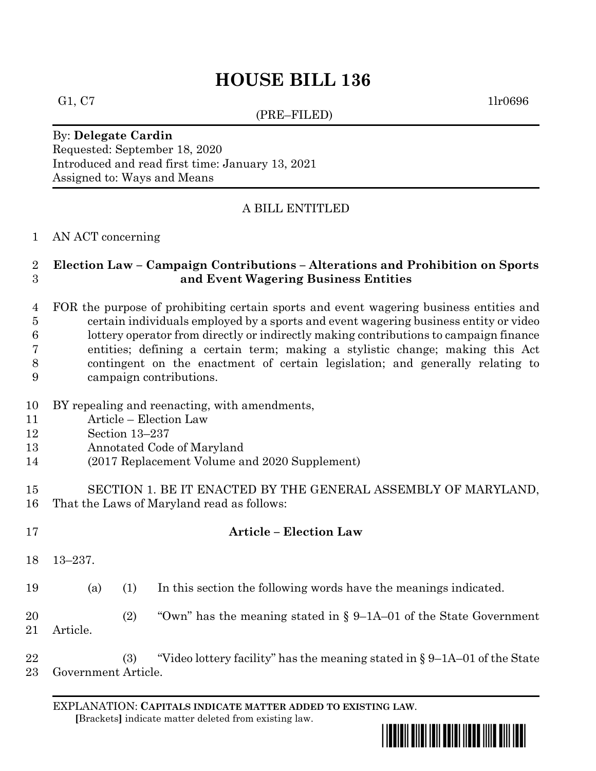# HOUSE BILL 136

G1, C7 1lr0696

(PRE–FILED)

By: **Delegate Cardin**
Requested: September 18, 2020
Introduced and read first time: January 13, 2021
Assigned to: Ways and Means

A BILL ENTITLED

1 AN ACT concerning

2 **Election Law – Campaign Contributions – Alterations and Prohibition on Sports**
3 **and Event Wagering Business Entities**

4 FOR the purpose of prohibiting certain sports and event wagering business entities and
5 certain individuals employed by a sports and event wagering business entity or video
6 lottery operator from directly or indirectly making contributions to campaign finance
7 entities; defining a certain term; making a stylistic change; making this Act
8 contingent on the enactment of certain legislation; and generally relating to
9 campaign contributions.

10 BY repealing and reenacting, with amendments,
11 Article – Election Law
12 Section 13–237
13 Annotated Code of Maryland
14 (2017 Replacement Volume and 2020 Supplement)

15 SECTION 1. BE IT ENACTED BY THE GENERAL ASSEMBLY OF MARYLAND,
16 That the Laws of Maryland read as follows:

17 **Article – Election Law**

18 13–237.

19 (a) (1) In this section the following words have the meanings indicated.

20 (2) "Own" has the meaning stated in § 9–1A–01 of the State Government
21 Article.

22 (3) "Video lottery facility" has the meaning stated in § 9–1A–01 of the State
23 Government Article.

EXPLANATION: **CAPITALS INDICATE MATTER ADDED TO EXISTING LAW**.
**[**Brackets**]** indicate matter deleted from existing law.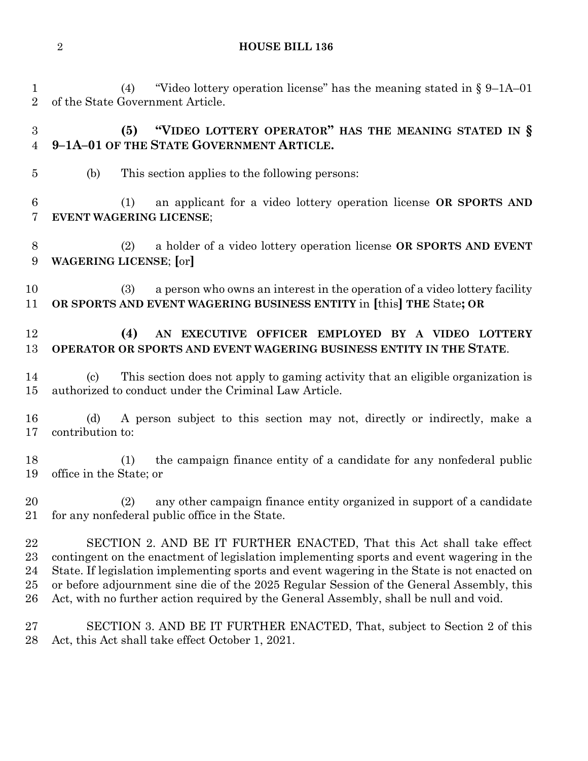(4) "Video lottery operation license" has the meaning stated in § 9–1A–01 of the State Government Article.

**(5) "VIDEO LOTTERY OPERATOR" HAS THE MEANING STATED IN § 9–1A–01 OF THE STATE GOVERNMENT ARTICLE.**

(b) This section applies to the following persons:

(1) an applicant for a video lottery operation license **OR SPORTS AND EVENT WAGERING LICENSE**;

(2) a holder of a video lottery operation license **OR SPORTS AND EVENT WAGERING LICENSE**; **[**or**]**

(3) a person who owns an interest in the operation of a video lottery facility **OR SPORTS AND EVENT WAGERING BUSINESS ENTITY** in **[**this**]** **THE** State**; OR**

**(4) AN EXECUTIVE OFFICER EMPLOYED BY A VIDEO LOTTERY OPERATOR OR SPORTS AND EVENT WAGERING BUSINESS ENTITY IN THE STATE**.

(c) This section does not apply to gaming activity that an eligible organization is authorized to conduct under the Criminal Law Article.

(d) A person subject to this section may not, directly or indirectly, make a contribution to:

(1) the campaign finance entity of a candidate for any nonfederal public office in the State; or

(2) any other campaign finance entity organized in support of a candidate for any nonfederal public office in the State.

SECTION 2. AND BE IT FURTHER ENACTED, That this Act shall take effect contingent on the enactment of legislation implementing sports and event wagering in the State. If legislation implementing sports and event wagering in the State is not enacted on or before adjournment sine die of the 2025 Regular Session of the General Assembly, this Act, with no further action required by the General Assembly, shall be null and void.

SECTION 3. AND BE IT FURTHER ENACTED, That, subject to Section 2 of this Act, this Act shall take effect October 1, 2021.